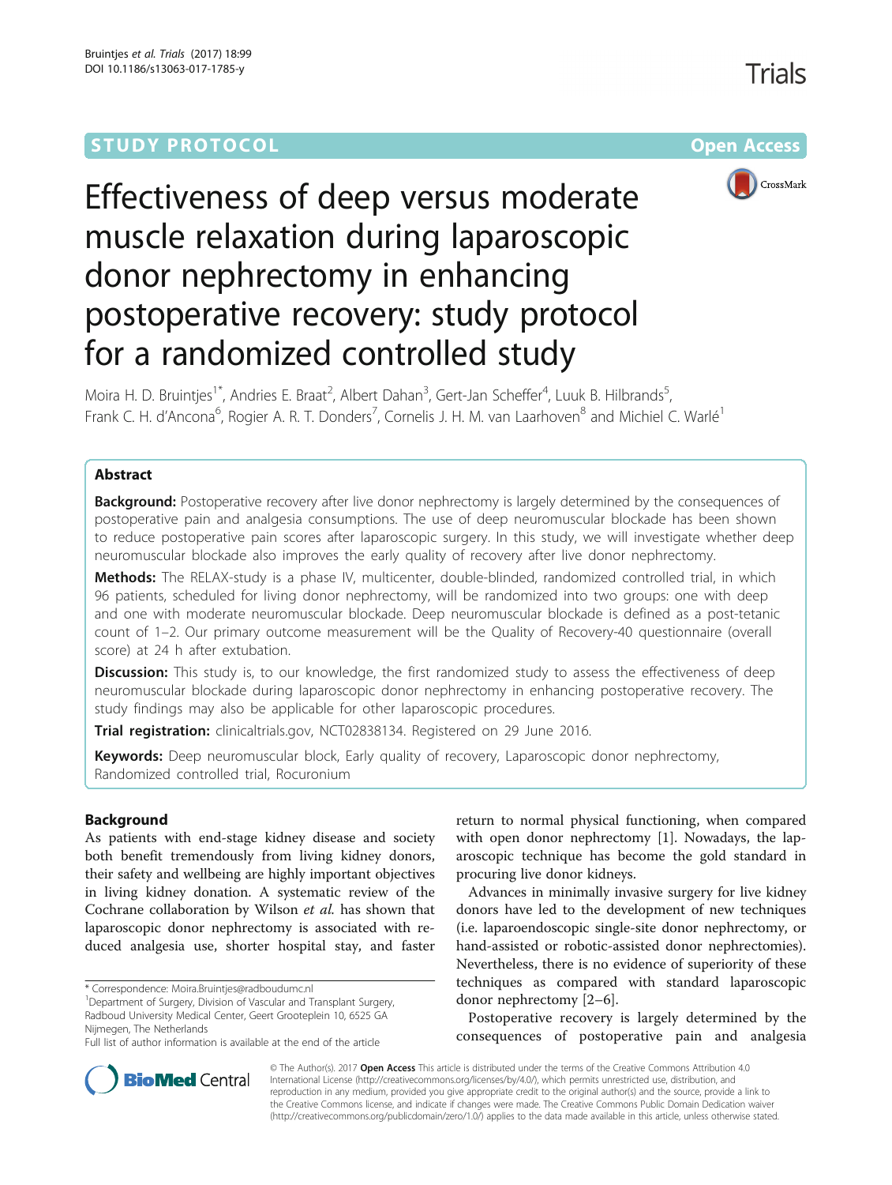STUDY PROTOCOL Open Access

# Effectiveness of deep versus moderate muscle relaxation during laparoscopic donor nephrectomy in enhancing postoperative recovery: study protocol for a randomized controlled study

Moira H. D. Bruintjes[1*], Andries E. Braat[2], Albert Dahan[3], Gert-Jan Scheffer[4], Luuk B. Hilbrands[5], Frank C. H. d'Ancona[6], Rogier A. R. T. Donders[7], Cornelis J. H. M. van Laarhoven[8] and Michiel C. Warlé[1]

## Abstract

**Background:** Postoperative recovery after live donor nephrectomy is largely determined by the consequences of postoperative pain and analgesia consumptions. The use of deep neuromuscular blockade has been shown to reduce postoperative pain scores after laparoscopic surgery. In this study, we will investigate whether deep neuromuscular blockade also improves the early quality of recovery after live donor nephrectomy.

**Methods:** The RELAX-study is a phase IV, multicenter, double-blinded, randomized controlled trial, in which 96 patients, scheduled for living donor nephrectomy, will be randomized into two groups: one with deep and one with moderate neuromuscular blockade. Deep neuromuscular blockade is defined as a post-tetanic count of 1–2. Our primary outcome measurement will be the Quality of Recovery-40 questionnaire (overall score) at 24 h after extubation.

**Discussion:** This study is, to our knowledge, the first randomized study to assess the effectiveness of deep neuromuscular blockade during laparoscopic donor nephrectomy in enhancing postoperative recovery. The study findings may also be applicable for other laparoscopic procedures.

**Trial registration:** clinicaltrials.gov, NCT02838134. Registered on 29 June 2016.

**Keywords:** Deep neuromuscular block, Early quality of recovery, Laparoscopic donor nephrectomy, Randomized controlled trial, Rocuronium

## Background

As patients with end-stage kidney disease and society both benefit tremendously from living kidney donors, their safety and wellbeing are highly important objectives in living kidney donation. A systematic review of the Cochrane collaboration by Wilson *et al.* has shown that laparoscopic donor nephrectomy is associated with reduced analgesia use, shorter hospital stay, and faster return to normal physical functioning, when compared with open donor nephrectomy [1]. Nowadays, the laparoscopic technique has become the gold standard in procuring live donor kidneys.

Advances in minimally invasive surgery for live kidney donors have led to the development of new techniques (i.e. laparoendoscopic single-site donor nephrectomy, or hand-assisted or robotic-assisted donor nephrectomies). Nevertheless, there is no evidence of superiority of these techniques as compared with standard laparoscopic donor nephrectomy [2–6].

Postoperative recovery is largely determined by the consequences of postoperative pain and analgesia

\* Correspondence: Moira.Bruintjes@radboudumc.nl
[1]Department of Surgery, Division of Vascular and Transplant Surgery, Radboud University Medical Center, Geert Grooteplein 10, 6525 GA Nijmegen, The Netherlands
Full list of author information is available at the end of the article

© The Author(s). 2017 **Open Access** This article is distributed under the terms of the Creative Commons Attribution 4.0 International License (http://creativecommons.org/licenses/by/4.0/), which permits unrestricted use, distribution, and reproduction in any medium, provided you give appropriate credit to the original author(s) and the source, provide a link to the Creative Commons license, and indicate if changes were made. The Creative Commons Public Domain Dedication waiver (http://creativecommons.org/publicdomain/zero/1.0/) applies to the data made available in this article, unless otherwise stated.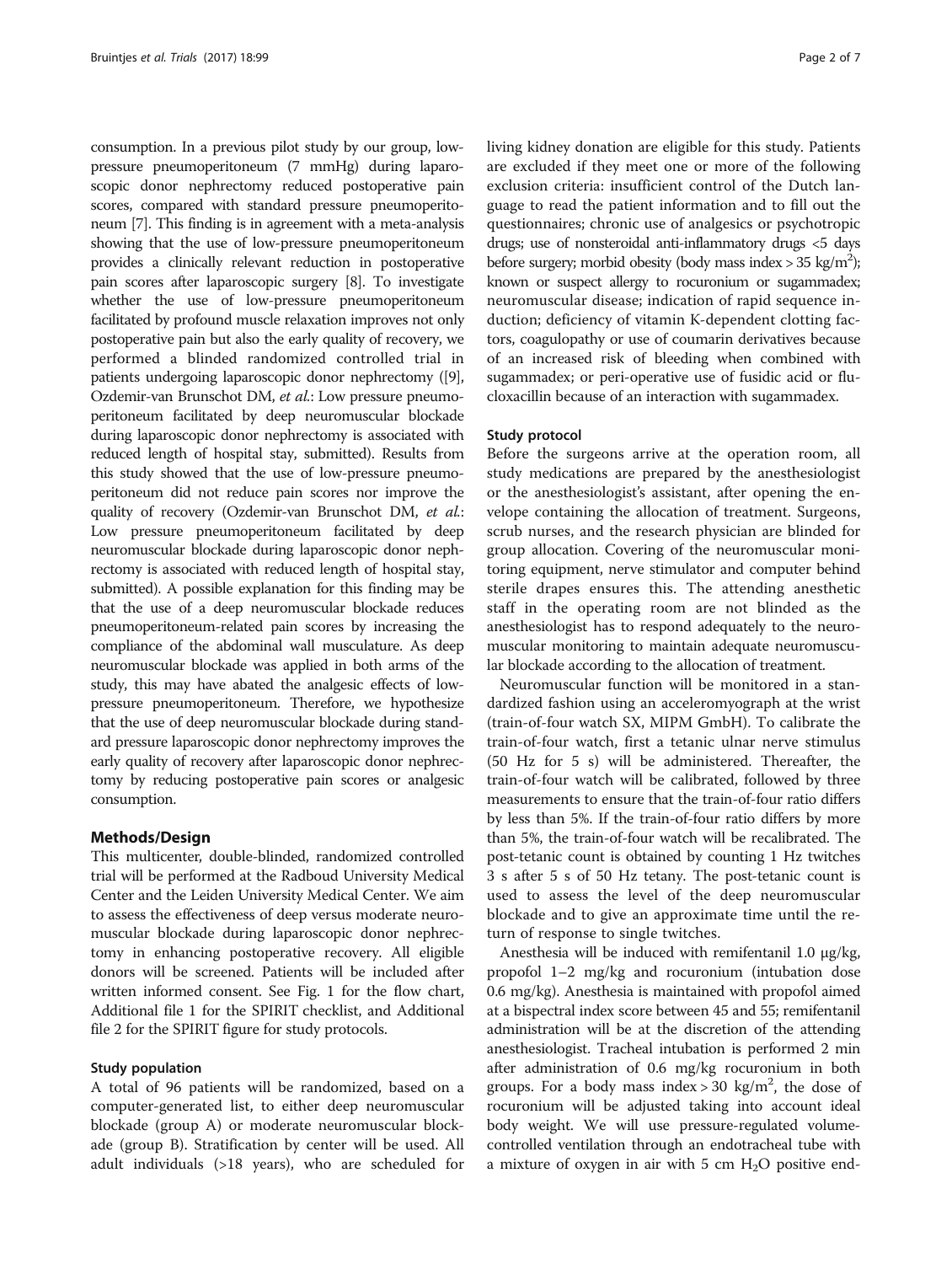consumption. In a previous pilot study by our group, low-pressure pneumoperitoneum (7 mmHg) during laparoscopic donor nephrectomy reduced postoperative pain scores, compared with standard pressure pneumoperitoneum [7]. This finding is in agreement with a meta-analysis showing that the use of low-pressure pneumoperitoneum provides a clinically relevant reduction in postoperative pain scores after laparoscopic surgery [8]. To investigate whether the use of low-pressure pneumoperitoneum facilitated by profound muscle relaxation improves not only postoperative pain but also the early quality of recovery, we performed a blinded randomized controlled trial in patients undergoing laparoscopic donor nephrectomy ([9], Ozdemir-van Brunschot DM, *et al.*: Low pressure pneumoperitoneum facilitated by deep neuromuscular blockade during laparoscopic donor nephrectomy is associated with reduced length of hospital stay, submitted). Results from this study showed that the use of low-pressure pneumoperitoneum did not reduce pain scores nor improve the quality of recovery (Ozdemir-van Brunschot DM, *et al.*: Low pressure pneumoperitoneum facilitated by deep neuromuscular blockade during laparoscopic donor nephrectomy is associated with reduced length of hospital stay, submitted). A possible explanation for this finding may be that the use of a deep neuromuscular blockade reduces pneumoperitoneum-related pain scores by increasing the compliance of the abdominal wall musculature. As deep neuromuscular blockade was applied in both arms of the study, this may have abated the analgesic effects of low-pressure pneumoperitoneum. Therefore, we hypothesize that the use of deep neuromuscular blockade during standard pressure laparoscopic donor nephrectomy improves the early quality of recovery after laparoscopic donor nephrectomy by reducing postoperative pain scores or analgesic consumption.

## Methods/Design

This multicenter, double-blinded, randomized controlled trial will be performed at the Radboud University Medical Center and the Leiden University Medical Center. We aim to assess the effectiveness of deep versus moderate neuromuscular blockade during laparoscopic donor nephrectomy in enhancing postoperative recovery. All eligible donors will be screened. Patients will be included after written informed consent. See Fig. 1 for the flow chart, Additional file 1 for the SPIRIT checklist, and Additional file 2 for the SPIRIT figure for study protocols.

### Study population

A total of 96 patients will be randomized, based on a computer-generated list, to either deep neuromuscular blockade (group A) or moderate neuromuscular blockade (group B). Stratification by center will be used. All adult individuals (>18 years), who are scheduled for living kidney donation are eligible for this study. Patients are excluded if they meet one or more of the following exclusion criteria: insufficient control of the Dutch language to read the patient information and to fill out the questionnaires; chronic use of analgesics or psychotropic drugs; use of nonsteroidal anti-inflammatory drugs <5 days before surgery; morbid obesity (body mass index > 35 kg/m$^2$); known or suspect allergy to rocuronium or sugammadex; neuromuscular disease; indication of rapid sequence induction; deficiency of vitamin K-dependent clotting factors, coagulopathy or use of coumarin derivatives because of an increased risk of bleeding when combined with sugammadex; or peri-operative use of fusidic acid or flucloxacillin because of an interaction with sugammadex.

### Study protocol

Before the surgeons arrive at the operation room, all study medications are prepared by the anesthesiologist or the anesthesiologist's assistant, after opening the envelope containing the allocation of treatment. Surgeons, scrub nurses, and the research physician are blinded for group allocation. Covering of the neuromuscular monitoring equipment, nerve stimulator and computer behind sterile drapes ensures this. The attending anesthetic staff in the operating room are not blinded as the anesthesiologist has to respond adequately to the neuromuscular monitoring to maintain adequate neuromuscular blockade according to the allocation of treatment.

Neuromuscular function will be monitored in a standardized fashion using an acceleromyograph at the wrist (train-of-four watch SX, MIPM GmbH). To calibrate the train-of-four watch, first a tetanic ulnar nerve stimulus (50 Hz for 5 s) will be administered. Thereafter, the train-of-four watch will be calibrated, followed by three measurements to ensure that the train-of-four ratio differs by less than 5%. If the train-of-four ratio differs by more than 5%, the train-of-four watch will be recalibrated. The post-tetanic count is obtained by counting 1 Hz twitches 3 s after 5 s of 50 Hz tetany. The post-tetanic count is used to assess the level of the deep neuromuscular blockade and to give an approximate time until the return of response to single twitches.

Anesthesia will be induced with remifentanil 1.0 μg/kg, propofol 1–2 mg/kg and rocuronium (intubation dose 0.6 mg/kg). Anesthesia is maintained with propofol aimed at a bispectral index score between 45 and 55; remifentanil administration will be at the discretion of the attending anesthesiologist. Tracheal intubation is performed 2 min after administration of 0.6 mg/kg rocuronium in both groups. For a body mass index > 30 kg/m$^2$, the dose of rocuronium will be adjusted taking into account ideal body weight. We will use pressure-regulated volume-controlled ventilation through an endotracheal tube with a mixture of oxygen in air with 5 cm $H_2O$ positive end-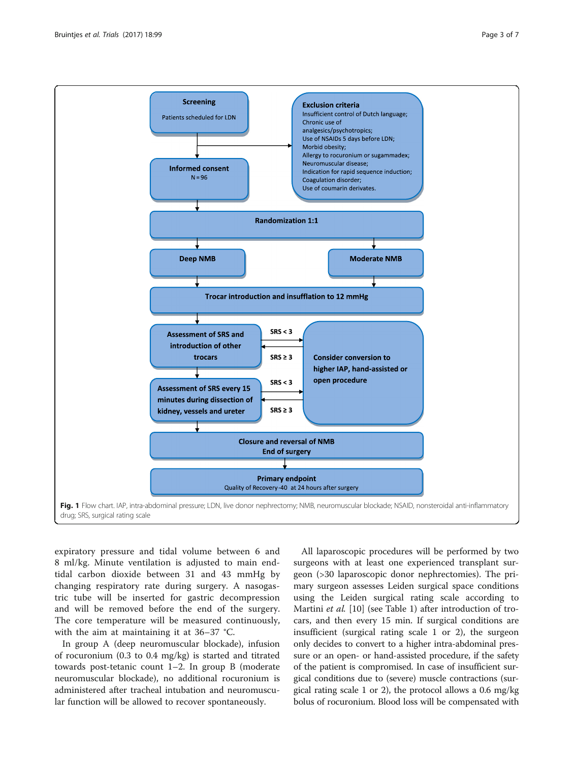**Screening**

Patients scheduled for LDN

**Exclusion criteria**

Insufficient control of Dutch language;
Chronic use of analgesics/psychotropics;
Use of NSAIDs 5 days before LDN;
Morbid obesity;
Allergy to rocuronium or sugammadex;
Neuromuscular disease;
Indication for rapid sequence induction;
Coagulation disorder;
Use of coumarin derivates.

**Informed consent**
N = 96

**Randomization 1:1**

**Deep NMB** | **Moderate NMB**

**Trocar introduction and insufflation to 12 mmHg**

**Assessment of SRS and introduction of other trocars**

SRS < 3 / SRS ≥ 3

**Consider conversion to higher IAP, hand-assisted or open procedure**

**Assessment of SRS every 15 minutes during dissection of kidney, vessels and ureter**

SRS < 3 / SRS ≥ 3

**Closure and reversal of NMB**
**End of surgery**

**Primary endpoint**
Quality of Recovery-40 at 24 hours after surgery

**Fig. 1** Flow chart. IAP, intra-abdominal pressure; LDN, live donor nephrectomy; NMB, neuromuscular blockade; NSAID, nonsteroidal anti-inflammatory drug; SRS, surgical rating scale

expiratory pressure and tidal volume between 6 and 8 ml/kg. Minute ventilation is adjusted to main end-tidal carbon dioxide between 31 and 43 mmHg by changing respiratory rate during surgery. A nasogastric tube will be inserted for gastric decompression and will be removed before the end of the surgery. The core temperature will be measured continuously, with the aim at maintaining it at 36–37 °C.

In group A (deep neuromuscular blockade), infusion of rocuronium (0.3 to 0.4 mg/kg) is started and titrated towards post-tetanic count 1–2. In group B (moderate neuromuscular blockade), no additional rocuronium is administered after tracheal intubation and neuromuscular function will be allowed to recover spontaneously.

All laparoscopic procedures will be performed by two surgeons with at least one experienced transplant surgeon (>30 laparoscopic donor nephrectomies). The primary surgeon assesses Leiden surgical space conditions using the Leiden surgical rating scale according to Martini *et al.* [10] (see Table 1) after introduction of trocars, and then every 15 min. If surgical conditions are insufficient (surgical rating scale 1 or 2), the surgeon only decides to convert to a higher intra-abdominal pressure or an open- or hand-assisted procedure, if the safety of the patient is compromised. In case of insufficient surgical conditions due to (severe) muscle contractions (surgical rating scale 1 or 2), the protocol allows a 0.6 mg/kg bolus of rocuronium. Blood loss will be compensated with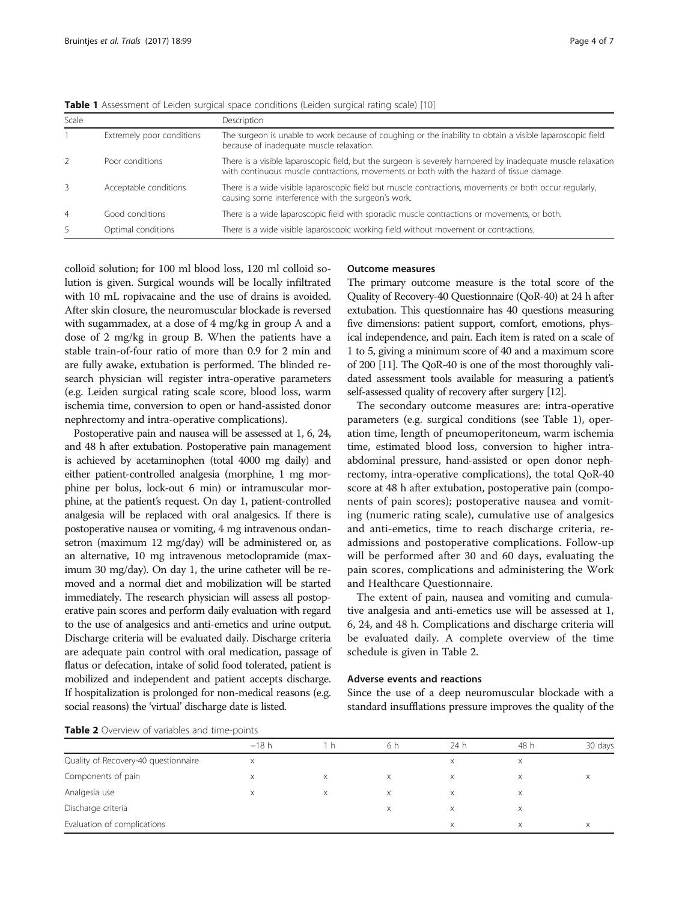**Table 1** Assessment of Leiden surgical space conditions (Leiden surgical rating scale) [10]

| Scale | | Description |
|---|---|---|
| 1 | Extremely poor conditions | The surgeon is unable to work because of coughing or the inability to obtain a visible laparoscopic field because of inadequate muscle relaxation. |
| 2 | Poor conditions | There is a visible laparoscopic field, but the surgeon is severely hampered by inadequate muscle relaxation with continuous muscle contractions, movements or both with the hazard of tissue damage. |
| 3 | Acceptable conditions | There is a wide visible laparoscopic field but muscle contractions, movements or both occur regularly, causing some interference with the surgeon's work. |
| 4 | Good conditions | There is a wide laparoscopic field with sporadic muscle contractions or movements, or both. |
| 5 | Optimal conditions | There is a wide visible laparoscopic working field without movement or contractions. |

colloid solution; for 100 ml blood loss, 120 ml colloid solution is given. Surgical wounds will be locally infiltrated with 10 mL ropivacaine and the use of drains is avoided. After skin closure, the neuromuscular blockade is reversed with sugammadex, at a dose of 4 mg/kg in group A and a dose of 2 mg/kg in group B. When the patients have a stable train-of-four ratio of more than 0.9 for 2 min and are fully awake, extubation is performed. The blinded research physician will register intra-operative parameters (e.g. Leiden surgical rating scale score, blood loss, warm ischemia time, conversion to open or hand-assisted donor nephrectomy and intra-operative complications).

Postoperative pain and nausea will be assessed at 1, 6, 24, and 48 h after extubation. Postoperative pain management is achieved by acetaminophen (total 4000 mg daily) and either patient-controlled analgesia (morphine, 1 mg morphine per bolus, lock-out 6 min) or intramuscular morphine, at the patient's request. On day 1, patient-controlled analgesia will be replaced with oral analgesics. If there is postoperative nausea or vomiting, 4 mg intravenous ondansetron (maximum 12 mg/day) will be administered or, as an alternative, 10 mg intravenous metoclopramide (maximum 30 mg/day). On day 1, the urine catheter will be removed and a normal diet and mobilization will be started immediately. The research physician will assess all postoperative pain scores and perform daily evaluation with regard to the use of analgesics and anti-emetics and urine output. Discharge criteria will be evaluated daily. Discharge criteria are adequate pain control with oral medication, passage of flatus or defecation, intake of solid food tolerated, patient is mobilized and independent and patient accepts discharge. If hospitalization is prolonged for non-medical reasons (e.g. social reasons) the 'virtual' discharge date is listed.

### Outcome measures

The primary outcome measure is the total score of the Quality of Recovery-40 Questionnaire (QoR-40) at 24 h after extubation. This questionnaire has 40 questions measuring five dimensions: patient support, comfort, emotions, physical independence, and pain. Each item is rated on a scale of 1 to 5, giving a minimum score of 40 and a maximum score of 200 [11]. The QoR-40 is one of the most thoroughly validated assessment tools available for measuring a patient's self-assessed quality of recovery after surgery [12].

The secondary outcome measures are: intra-operative parameters (e.g. surgical conditions (see Table 1), operation time, length of pneumoperitoneum, warm ischemia time, estimated blood loss, conversion to higher intra-abdominal pressure, hand-assisted or open donor nephrectomy, intra-operative complications), the total QoR-40 score at 48 h after extubation, postoperative pain (components of pain scores); postoperative nausea and vomiting (numeric rating scale), cumulative use of analgesics and anti-emetics, time to reach discharge criteria, re-admissions and postoperative complications. Follow-up will be performed after 30 and 60 days, evaluating the pain scores, complications and administering the Work and Healthcare Questionnaire.

The extent of pain, nausea and vomiting and cumulative analgesia and anti-emetics use will be assessed at 1, 6, 24, and 48 h. Complications and discharge criteria will be evaluated daily. A complete overview of the time schedule is given in Table 2.

### Adverse events and reactions

Since the use of a deep neuromuscular blockade with a standard insufflations pressure improves the quality of the

**Table 2** Overview of variables and time-points

| | −18 h | 1 h | 6 h | 24 h | 48 h | 30 days |
|---|---|---|---|---|---|---|
| Quality of Recovery-40 questionnaire | x | | | x | x | |
| Components of pain | x | x | x | x | x | x |
| Analgesia use | x | x | x | x | x | |
| Discharge criteria | | | x | x | x | |
| Evaluation of complications | | | | x | x | x |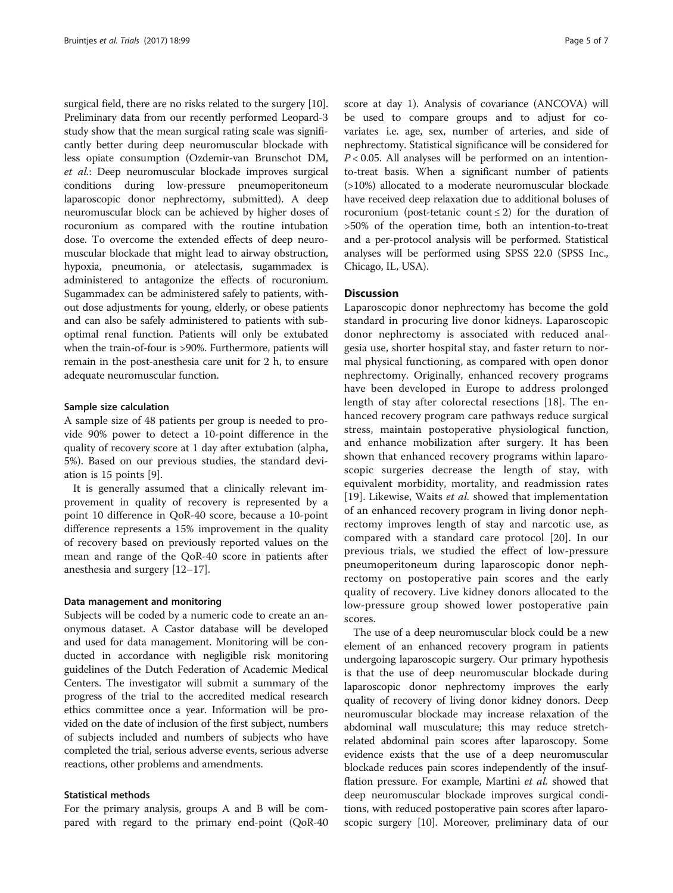surgical field, there are no risks related to the surgery [10]. Preliminary data from our recently performed Leopard-3 study show that the mean surgical rating scale was significantly better during deep neuromuscular blockade with less opiate consumption (Ozdemir-van Brunschot DM, *et al.*: Deep neuromuscular blockade improves surgical conditions during low-pressure pneumoperitoneum laparoscopic donor nephrectomy, submitted). A deep neuromuscular block can be achieved by higher doses of rocuronium as compared with the routine intubation dose. To overcome the extended effects of deep neuromuscular blockade that might lead to airway obstruction, hypoxia, pneumonia, or atelectasis, sugammadex is administered to antagonize the effects of rocuronium. Sugammadex can be administered safely to patients, without dose adjustments for young, elderly, or obese patients and can also be safely administered to patients with suboptimal renal function. Patients will only be extubated when the train-of-four is >90%. Furthermore, patients will remain in the post-anesthesia care unit for 2 h, to ensure adequate neuromuscular function.

#### Sample size calculation

A sample size of 48 patients per group is needed to provide 90% power to detect a 10-point difference in the quality of recovery score at 1 day after extubation (alpha, 5%). Based on our previous studies, the standard deviation is 15 points [9].

It is generally assumed that a clinically relevant improvement in quality of recovery is represented by a point 10 difference in QoR-40 score, because a 10-point difference represents a 15% improvement in the quality of recovery based on previously reported values on the mean and range of the QoR-40 score in patients after anesthesia and surgery [12–17].

#### Data management and monitoring

Subjects will be coded by a numeric code to create an anonymous dataset. A Castor database will be developed and used for data management. Monitoring will be conducted in accordance with negligible risk monitoring guidelines of the Dutch Federation of Academic Medical Centers. The investigator will submit a summary of the progress of the trial to the accredited medical research ethics committee once a year. Information will be provided on the date of inclusion of the first subject, numbers of subjects included and numbers of subjects who have completed the trial, serious adverse events, serious adverse reactions, other problems and amendments.

#### Statistical methods

For the primary analysis, groups A and B will be compared with regard to the primary end-point (QoR-40 score at day 1). Analysis of covariance (ANCOVA) will be used to compare groups and to adjust for covariates i.e. age, sex, number of arteries, and side of nephrectomy. Statistical significance will be considered for $P < 0.05$. All analyses will be performed on an intention-to-treat basis. When a significant number of patients (>10%) allocated to a moderate neuromuscular blockade have received deep relaxation due to additional boluses of rocuronium (post-tetanic count ≤ 2) for the duration of >50% of the operation time, both an intention-to-treat and a per-protocol analysis will be performed. Statistical analyses will be performed using SPSS 22.0 (SPSS Inc., Chicago, IL, USA).

## Discussion

Laparoscopic donor nephrectomy has become the gold standard in procuring live donor kidneys. Laparoscopic donor nephrectomy is associated with reduced analgesia use, shorter hospital stay, and faster return to normal physical functioning, as compared with open donor nephrectomy. Originally, enhanced recovery programs have been developed in Europe to address prolonged length of stay after colorectal resections [18]. The enhanced recovery program care pathways reduce surgical stress, maintain postoperative physiological function, and enhance mobilization after surgery. It has been shown that enhanced recovery programs within laparoscopic surgeries decrease the length of stay, with equivalent morbidity, mortality, and readmission rates [19]. Likewise, Waits *et al.* showed that implementation of an enhanced recovery program in living donor nephrectomy improves length of stay and narcotic use, as compared with a standard care protocol [20]. In our previous trials, we studied the effect of low-pressure pneumoperitoneum during laparoscopic donor nephrectomy on postoperative pain scores and the early quality of recovery. Live kidney donors allocated to the low-pressure group showed lower postoperative pain scores.

The use of a deep neuromuscular block could be a new element of an enhanced recovery program in patients undergoing laparoscopic surgery. Our primary hypothesis is that the use of deep neuromuscular blockade during laparoscopic donor nephrectomy improves the early quality of recovery of living donor kidney donors. Deep neuromuscular blockade may increase relaxation of the abdominal wall musculature; this may reduce stretch-related abdominal pain scores after laparoscopy. Some evidence exists that the use of a deep neuromuscular blockade reduces pain scores independently of the insufflation pressure. For example, Martini *et al.* showed that deep neuromuscular blockade improves surgical conditions, with reduced postoperative pain scores after laparoscopic surgery [10]. Moreover, preliminary data of our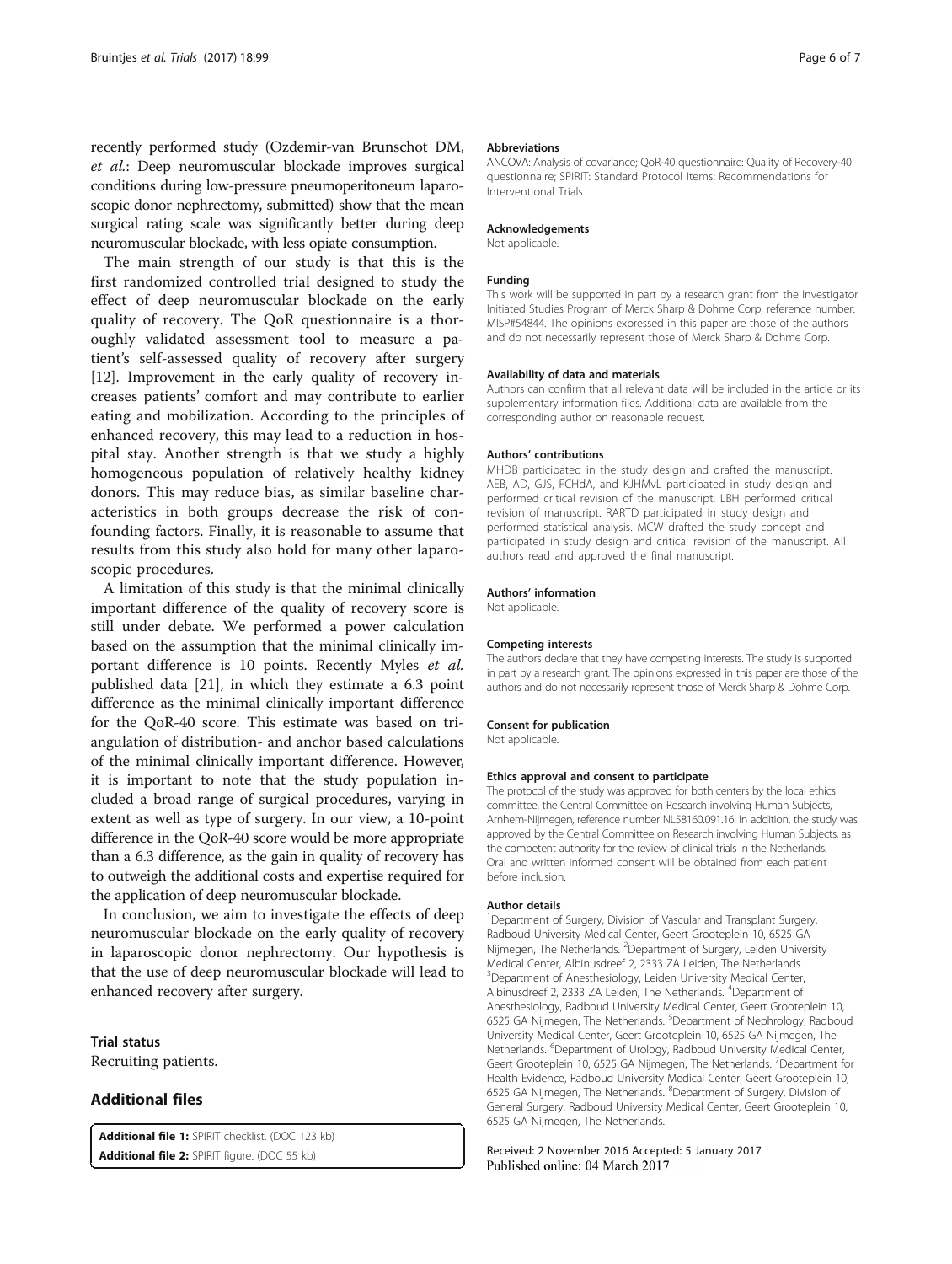recently performed study (Ozdemir-van Brunschot DM, *et al.*: Deep neuromuscular blockade improves surgical conditions during low-pressure pneumoperitoneum laparoscopic donor nephrectomy, submitted) show that the mean surgical rating scale was significantly better during deep neuromuscular blockade, with less opiate consumption.

The main strength of our study is that this is the first randomized controlled trial designed to study the effect of deep neuromuscular blockade on the early quality of recovery. The QoR questionnaire is a thoroughly validated assessment tool to measure a patient's self-assessed quality of recovery after surgery [12]. Improvement in the early quality of recovery increases patients' comfort and may contribute to earlier eating and mobilization. According to the principles of enhanced recovery, this may lead to a reduction in hospital stay. Another strength is that we study a highly homogeneous population of relatively healthy kidney donors. This may reduce bias, as similar baseline characteristics in both groups decrease the risk of confounding factors. Finally, it is reasonable to assume that results from this study also hold for many other laparoscopic procedures.

A limitation of this study is that the minimal clinically important difference of the quality of recovery score is still under debate. We performed a power calculation based on the assumption that the minimal clinically important difference is 10 points. Recently Myles *et al.* published data [21], in which they estimate a 6.3 point difference as the minimal clinically important difference for the QoR-40 score. This estimate was based on triangulation of distribution- and anchor based calculations of the minimal clinically important difference. However, it is important to note that the study population included a broad range of surgical procedures, varying in extent as well as type of surgery. In our view, a 10-point difference in the QoR-40 score would be more appropriate than a 6.3 difference, as the gain in quality of recovery has to outweigh the additional costs and expertise required for the application of deep neuromuscular blockade.

In conclusion, we aim to investigate the effects of deep neuromuscular blockade on the early quality of recovery in laparoscopic donor nephrectomy. Our hypothesis is that the use of deep neuromuscular blockade will lead to enhanced recovery after surgery.

## Trial status

Recruiting patients.

## Additional files

**Additional file 1:** SPIRIT checklist. (DOC 123 kb)

**Additional file 2:** SPIRIT figure. (DOC 55 kb)

#### Abbreviations

ANCOVA: Analysis of covariance; QoR-40 questionnaire: Quality of Recovery-40 questionnaire; SPIRIT: Standard Protocol Items: Recommendations for Interventional Trials

#### Acknowledgements

Not applicable.

#### Funding

This work will be supported in part by a research grant from the Investigator Initiated Studies Program of Merck Sharp & Dohme Corp, reference number: MISP#54844. The opinions expressed in this paper are those of the authors and do not necessarily represent those of Merck Sharp & Dohme Corp.

#### Availability of data and materials

Authors can confirm that all relevant data will be included in the article or its supplementary information files. Additional data are available from the corresponding author on reasonable request.

#### Authors' contributions

MHDB participated in the study design and drafted the manuscript. AEB, AD, GJS, FCHdA, and KJHMvL participated in study design and performed critical revision of the manuscript. LBH performed critical revision of manuscript. RARTD participated in study design and performed statistical analysis. MCW drafted the study concept and participated in study design and critical revision of the manuscript. All authors read and approved the final manuscript.

#### Authors' information

Not applicable.

#### Competing interests

The authors declare that they have competing interests. The study is supported in part by a research grant. The opinions expressed in this paper are those of the authors and do not necessarily represent those of Merck Sharp & Dohme Corp.

#### Consent for publication

Not applicable.

#### Ethics approval and consent to participate

The protocol of the study was approved for both centers by the local ethics committee, the Central Committee on Research involving Human Subjects, Arnhem-Nijmegen, reference number NL58160.091.16. In addition, the study was approved by the Central Committee on Research involving Human Subjects, as the competent authority for the review of clinical trials in the Netherlands. Oral and written informed consent will be obtained from each patient before inclusion.

#### Author details

[1]Department of Surgery, Division of Vascular and Transplant Surgery, Radboud University Medical Center, Geert Grooteplein 10, 6525 GA Nijmegen, The Netherlands. [2]Department of Surgery, Leiden University Medical Center, Albinusdreef 2, 2333 ZA Leiden, The Netherlands. [3]Department of Anesthesiology, Leiden University Medical Center, Albinusdreef 2, 2333 ZA Leiden, The Netherlands. [4]Department of Anesthesiology, Radboud University Medical Center, Geert Grooteplein 10, 6525 GA Nijmegen, The Netherlands. [5]Department of Nephrology, Radboud University Medical Center, Geert Grooteplein 10, 6525 GA Nijmegen, The Netherlands. [6]Department of Urology, Radboud University Medical Center, Geert Grooteplein 10, 6525 GA Nijmegen, The Netherlands. [7]Department for Health Evidence, Radboud University Medical Center, Geert Grooteplein 10, 6525 GA Nijmegen, The Netherlands. [8]Department of Surgery, Division of General Surgery, Radboud University Medical Center, Geert Grooteplein 10, 6525 GA Nijmegen, The Netherlands.

Received: 2 November 2016 Accepted: 5 January 2017
Published online: 04 March 2017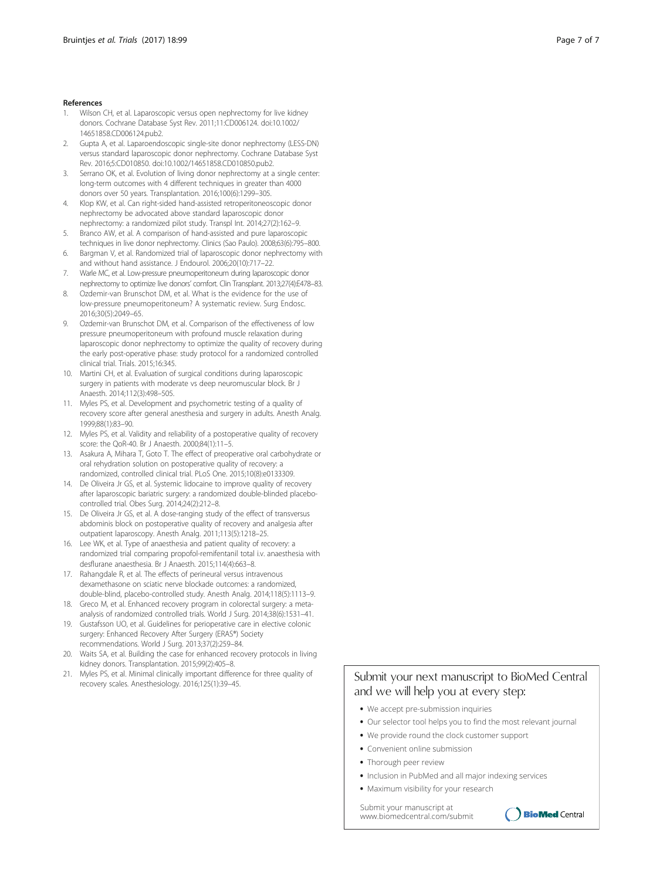## References

1. Wilson CH, et al. Laparoscopic versus open nephrectomy for live kidney donors. Cochrane Database Syst Rev. 2011;11:CD006124. doi:10.1002/14651858.CD006124.pub2.
2. Gupta A, et al. Laparoendoscopic single-site donor nephrectomy (LESS-DN) versus standard laparoscopic donor nephrectomy. Cochrane Database Syst Rev. 2016;5:CD010850. doi:10.1002/14651858.CD010850.pub2.
3. Serrano OK, et al. Evolution of living donor nephrectomy at a single center: long-term outcomes with 4 different techniques in greater than 4000 donors over 50 years. Transplantation. 2016;100(6):1299–305.
4. Klop KW, et al. Can right-sided hand-assisted retroperitoneoscopic donor nephrectomy be advocated above standard laparoscopic donor nephrectomy: a randomized pilot study. Transpl Int. 2014;27(2):162–9.
5. Branco AW, et al. A comparison of hand-assisted and pure laparoscopic techniques in live donor nephrectomy. Clinics (Sao Paulo). 2008;63(6):795–800.
6. Bargman V, et al. Randomized trial of laparoscopic donor nephrectomy with and without hand assistance. J Endourol. 2006;20(10):717–22.
7. Warle MC, et al. Low-pressure pneumoperitoneum during laparoscopic donor nephrectomy to optimize live donors' comfort. Clin Transplant. 2013;27(4):E478–83.
8. Ozdemir-van Brunschot DM, et al. What is the evidence for the use of low-pressure pneumoperitoneum? A systematic review. Surg Endosc. 2016;30(5):2049–65.
9. Ozdemir-van Brunschot DM, et al. Comparison of the effectiveness of low pressure pneumoperitoneum with profound muscle relaxation during laparoscopic donor nephrectomy to optimize the quality of recovery during the early post-operative phase: study protocol for a randomized controlled clinical trial. Trials. 2015;16:345.
10. Martini CH, et al. Evaluation of surgical conditions during laparoscopic surgery in patients with moderate vs deep neuromuscular block. Br J Anaesth. 2014;112(3):498–505.
11. Myles PS, et al. Development and psychometric testing of a quality of recovery score after general anesthesia and surgery in adults. Anesth Analg. 1999;88(1):83–90.
12. Myles PS, et al. Validity and reliability of a postoperative quality of recovery score: the QoR-40. Br J Anaesth. 2000;84(1):11–5.
13. Asakura A, Mihara T, Goto T. The effect of preoperative oral carbohydrate or oral rehydration solution on postoperative quality of recovery: a randomized, controlled clinical trial. PLoS One. 2015;10(8):e0133309.
14. De Oliveira Jr GS, et al. Systemic lidocaine to improve quality of recovery after laparoscopic bariatric surgery: a randomized double-blinded placebo-controlled trial. Obes Surg. 2014;24(2):212–8.
15. De Oliveira Jr GS, et al. A dose-ranging study of the effect of transversus abdominis block on postoperative quality of recovery and analgesia after outpatient laparoscopy. Anesth Analg. 2011;113(5):1218–25.
16. Lee WK, et al. Type of anaesthesia and patient quality of recovery: a randomized trial comparing propofol-remifentanil total i.v. anaesthesia with desflurane anaesthesia. Br J Anaesth. 2015;114(4):663–8.
17. Rahangdale R, et al. The effects of perineural versus intravenous dexamethasone on sciatic nerve blockade outcomes: a randomized, double-blind, placebo-controlled study. Anesth Analg. 2014;118(5):1113–9.
18. Greco M, et al. Enhanced recovery program in colorectal surgery: a meta-analysis of randomized controlled trials. World J Surg. 2014;38(6):1531–41.
19. Gustafsson UO, et al. Guidelines for perioperative care in elective colonic surgery: Enhanced Recovery After Surgery (ERAS®) Society recommendations. World J Surg. 2013;37(2):259–84.
20. Waits SA, et al. Building the case for enhanced recovery protocols in living kidney donors. Transplantation. 2015;99(2):405–8.
21. Myles PS, et al. Minimal clinically important difference for three quality of recovery scales. Anesthesiology. 2016;125(1):39–45.

Submit your next manuscript to BioMed Central and we will help you at every step:

- We accept pre-submission inquiries
- Our selector tool helps you to find the most relevant journal
- We provide round the clock customer support
- Convenient online submission
- Thorough peer review
- Inclusion in PubMed and all major indexing services
- Maximum visibility for your research

Submit your manuscript at www.biomedcentral.com/submit

BioMed Central